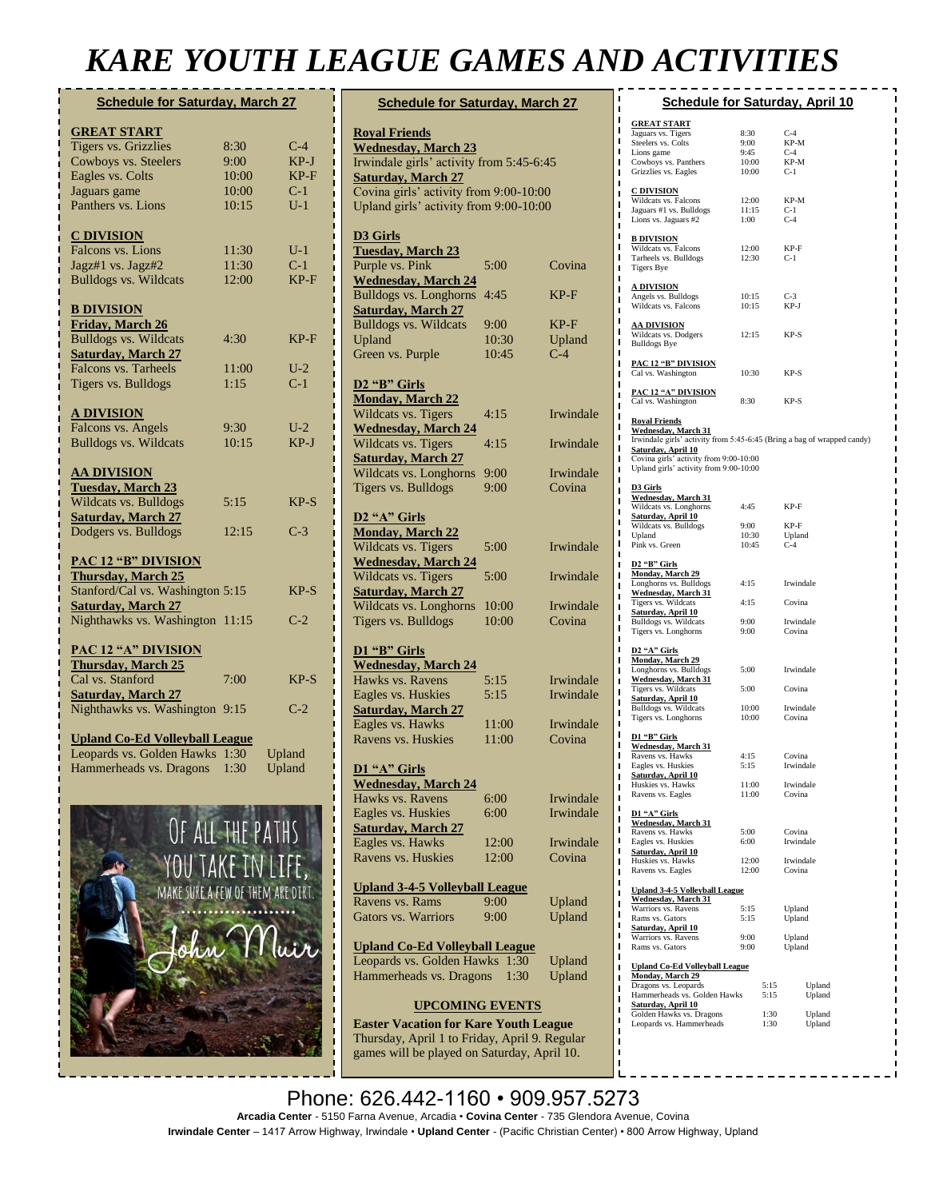# KARE YOUTH LEAGUE GAMES AND ACTIVITIES

## Schedule for Saturday, March 27

**GREAT START**

| | | |
|---|---|---|
| Tigers vs. Grizzlies | 8:30 | C-4 |
| Cowboys vs. Steelers | 9:00 | KP-J |
| Eagles vs. Colts | 10:00 | KP-F |
| Jaguars game | 10:00 | C-1 |
| Panthers vs. Lions | 10:15 | U-1 |

**C DIVISION**

| | | |
|---|---|---|
| Falcons vs. Lions | 11:30 | U-1 |
| Jagz#1 vs. Jagz#2 | 11:30 | C-1 |
| Bulldogs vs. Wildcats | 12:00 | KP-F |

**B DIVISION**

**Friday, March 26**

| | | |
|---|---|---|
| Bulldogs vs. Wildcats | 4:30 | KP-F |

**Saturday, March 27**

| | | |
|---|---|---|
| Falcons vs. Tarheels | 11:00 | U-2 |
| Tigers vs. Bulldogs | 1:15 | C-1 |

**A DIVISION**

| | | |
|---|---|---|
| Falcons vs. Angels | 9:30 | U-2 |
| Bulldogs vs. Wildcats | 10:15 | KP-J |

**AA DIVISION**

**Tuesday, March 23**

| | | |
|---|---|---|
| Wildcats vs. Bulldogs | 5:15 | KP-S |

**Saturday, March 27**

| | | |
|---|---|---|
| Dodgers vs. Bulldogs | 12:15 | C-3 |

**PAC 12 "B" DIVISION**

**Thursday, March 25**

| | | |
|---|---|---|
| Stanford/Cal vs. Washington | 5:15 | KP-S |

**Saturday, March 27**

| | | |
|---|---|---|
| Nighthawks vs. Washington | 11:15 | C-2 |

**PAC 12 "A" DIVISION**

**Thursday, March 25**

| | | |
|---|---|---|
| Cal vs. Stanford | 7:00 | KP-S |

**Saturday, March 27**

| | | |
|---|---|---|
| Nighthawks vs. Washington | 9:15 | C-2 |

**Upland Co-Ed Volleyball League**

| | | |
|---|---|---|
| Leopards vs. Golden Hawks | 1:30 | Upland |
| Hammerheads vs. Dragons | 1:30 | Upland |

Of all the paths you take in life, make sure a few of them are dirt. — John Muir

## Schedule for Saturday, March 27

**Royal Friends**

**Wednesday, March 23**

Irwindale girls' activity from 5:45-6:45

**Saturday, March 27**

Covina girls' activity from 9:00-10:00

Upland girls' activity from 9:00-10:00

**D3 Girls**

**Tuesday, March 23**

| | | |
|---|---|---|
| Purple vs. Pink | 5:00 | Covina |

**Wednesday, March 24**

| | | |
|---|---|---|
| Bulldogs vs. Longhorns | 4:45 | KP-F |

**Saturday, March 27**

| | | |
|---|---|---|
| Bulldogs vs. Wildcats | 9:00 | KP-F |
| Upland | 10:30 | Upland |
| Green vs. Purple | 10:45 | C-4 |

**D2 "B" Girls**

**Monday, March 22**

| | | |
|---|---|---|
| Wildcats vs. Tigers | 4:15 | Irwindale |

**Wednesday, March 24**

| | | |
|---|---|---|
| Wildcats vs. Tigers | 4:15 | Irwindale |

**Saturday, March 27**

| | | |
|---|---|---|
| Wildcats vs. Longhorns | 9:00 | Irwindale |
| Tigers vs. Bulldogs | 9:00 | Covina |

**D2 "A" Girls**

**Monday, March 22**

| | | |
|---|---|---|
| Wildcats vs. Tigers | 5:00 | Irwindale |

**Wednesday, March 24**

| | | |
|---|---|---|
| Wildcats vs. Tigers | 5:00 | Irwindale |

**Saturday, March 27**

| | | |
|---|---|---|
| Wildcats vs. Longhorns | 10:00 | Irwindale |
| Tigers vs. Bulldogs | 10:00 | Covina |

**D1 "B" Girls**

**Wednesday, March 24**

| | | |
|---|---|---|
| Hawks vs. Ravens | 5:15 | Irwindale |
| Eagles vs. Huskies | 5:15 | Irwindale |

**Saturday, March 27**

| | | |
|---|---|---|
| Eagles vs. Hawks | 11:00 | Irwindale |
| Ravens vs. Huskies | 11:00 | Covina |

**D1 "A" Girls**

**Wednesday, March 24**

| | | |
|---|---|---|
| Hawks vs. Ravens | 6:00 | Irwindale |
| Eagles vs. Huskies | 6:00 | Irwindale |

**Saturday, March 27**

| | | |
|---|---|---|
| Eagles vs. Hawks | 12:00 | Irwindale |
| Ravens vs. Huskies | 12:00 | Covina |

**Upland 3-4-5 Volleyball League**

| | | |
|---|---|---|
| Ravens vs. Rams | 9:00 | Upland |
| Gators vs. Warriors | 9:00 | Upland |

**Upland Co-Ed Volleyball League**

| | | |
|---|---|---|
| Leopards vs. Golden Hawks | 1:30 | Upland |
| Hammerheads vs. Dragons | 1:30 | Upland |

### UPCOMING EVENTS

**Easter Vacation for Kare Youth League**

Thursday, April 1 to Friday, April 9. Regular games will be played on Saturday, April 10.

## Schedule for Saturday, April 10

**GREAT START**

| | | |
|---|---|---|
| Jaguars vs. Tigers | 8:30 | C-4 |
| Steelers vs. Colts | 9:00 | KP-M |
| Lions game | 9:45 | C-4 |
| Cowboys vs. Panthers | 10:00 | KP-M |
| Grizzlies vs. Eagles | 10:00 | C-1 |

**C DIVISION**

| | | |
|---|---|---|
| Wildcats vs. Falcons | 12:00 | KP-M |
| Jaguars #1 vs. Bulldogs | 11:15 | C-1 |
| Lions vs. Jaguars #2 | 1:00 | C-4 |

**B DIVISION**

| | | |
|---|---|---|
| Wildcats vs. Falcons | 12:00 | KP-F |
| Tarheels vs. Bulldogs | 12:30 | C-1 |
| Tigers Bye | | |

**A DIVISION**

| | | |
|---|---|---|
| Angels vs. Bulldogs | 10:15 | C-3 |
| Wildcats vs. Falcons | 10:15 | KP-J |

**AA DIVISION**

| | | |
|---|---|---|
| Wildcats vs. Dodgers | 12:15 | KP-S |
| Bulldogs Bye | | |

**PAC 12 "B" DIVISION**

| | | |
|---|---|---|
| Cal vs. Washington | 10:30 | KP-S |

**PAC 12 "A" DIVISION**

| | | |
|---|---|---|
| Cal vs. Washington | 8:30 | KP-S |

**Royal Friends**

**Wednesday, March 31**

Irwindale girls' activity from 5:45-6:45 (Bring a bag of wrapped candy)

**Saturday, April 10**

Covina girls' activity from 9:00-10:00

Upland girls' activity from 9:00-10:00

**D3 Girls**

**Wednesday, March 31**

| | | |
|---|---|---|
| Wildcats vs. Longhorns | 4:45 | KP-F |

**Saturday, April 10**

| | | |
|---|---|---|
| Wildcats vs. Bulldogs | 9:00 | KP-F |
| Upland | 10:30 | Upland |
| Pink vs. Green | 10:45 | C-4 |

**D2 "B" Girls**

**Monday, March 29**

| | | |
|---|---|---|
| Longhorns vs. Bulldogs | 4:15 | Irwindale |

**Wednesday, March 31**

| | | |
|---|---|---|
| Tigers vs. Wildcats | 4:15 | Covina |

**Saturday, April 10**

| | | |
|---|---|---|
| Bulldogs vs. Wildcats | 9:00 | Irwindale |
| Tigers vs. Longhorns | 9:00 | Covina |

**D2 "A" Girls**

**Monday, March 29**

| | | |
|---|---|---|
| Longhorns vs. Bulldogs | 5:00 | Irwindale |

**Wednesday, March 31**

| | | |
|---|---|---|
| Tigers vs. Wildcats | 5:00 | Covina |

**Saturday, April 10**

| | | |
|---|---|---|
| Bulldogs vs. Wildcats | 10:00 | Irwindale |
| Tigers vs. Longhorns | 10:00 | Covina |

**D1 "B" Girls**

**Wednesday, March 31**

| | | |
|---|---|---|
| Ravens vs. Hawks | 4:15 | Covina |
| Eagles vs. Huskies | 5:15 | Irwindale |

**Saturday, April 10**

| | | |
|---|---|---|
| Huskies vs. Hawks | 11:00 | Irwindale |
| Ravens vs. Eagles | 11:00 | Covina |

**D1 "A" Girls**

**Wednesday, March 31**

| | | |
|---|---|---|
| Ravens vs. Hawks | 5:00 | Covina |
| Eagles vs. Huskies | 6:00 | Irwindale |

**Saturday, April 10**

| | | |
|---|---|---|
| Huskies vs. Hawks | 12:00 | Irwindale |
| Ravens vs. Eagles | 12:00 | Covina |

**Upland 3-4-5 Volleyball League**

**Wednesday, March 31**

| | | |
|---|---|---|
| Warriors vs. Ravens | 5:15 | Upland |
| Rams vs. Gators | 5:15 | Upland |

**Saturday, April 10**

| | | |
|---|---|---|
| Warriors vs. Ravens | 9:00 | Upland |
| Rams vs. Gators | 9:00 | Upland |

**Upland Co-Ed Volleyball League**

**Monday, March 29**

| | | |
|---|---|---|
| Dragons vs. Leopards | 5:15 | Upland |
| Hammerheads vs. Golden Hawks | 5:15 | Upland |

**Saturday, April 10**

| | | |
|---|---|---|
| Golden Hawks vs. Dragons | 1:30 | Upland |
| Leopards vs. Hammerheads | 1:30 | Upland |

Phone: 626.442-1160 • 909.957.5273

**Arcadia Center** - 5150 Farna Avenue, Arcadia • **Covina Center** - 735 Glendora Avenue, Covina

**Irwindale Center** – 1417 Arrow Highway, Irwindale • **Upland Center** - (Pacific Christian Center) • 800 Arrow Highway, Upland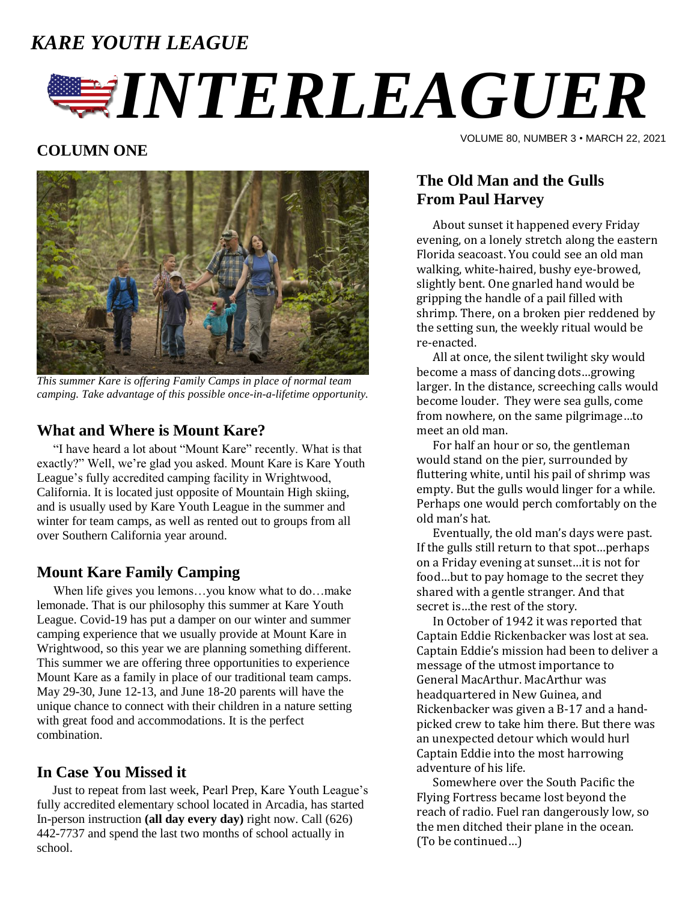*KARE YOUTH LEAGUE*

# *INTERLEAGUER*

VOLUME 80, NUMBER 3 • MARCH 22, 2021

## COLUMN ONE

*This summer Kare is offering Family Camps in place of normal team camping. Take advantage of this possible once-in-a-lifetime opportunity.*

### What and Where is Mount Kare?

"I have heard a lot about "Mount Kare" recently. What is that exactly?" Well, we're glad you asked. Mount Kare is Kare Youth League's fully accredited camping facility in Wrightwood, California. It is located just opposite of Mountain High skiing, and is usually used by Kare Youth League in the summer and winter for team camps, as well as rented out to groups from all over Southern California year around.

### Mount Kare Family Camping

When life gives you lemons…you know what to do…make lemonade. That is our philosophy this summer at Kare Youth League. Covid-19 has put a damper on our winter and summer camping experience that we usually provide at Mount Kare in Wrightwood, so this year we are planning something different. This summer we are offering three opportunities to experience Mount Kare as a family in place of our traditional team camps. May 29-30, June 12-13, and June 18-20 parents will have the unique chance to connect with their children in a nature setting with great food and accommodations. It is the perfect combination.

### In Case You Missed it

Just to repeat from last week, Pearl Prep, Kare Youth League's fully accredited elementary school located in Arcadia, has started In-person instruction **(all day every day)** right now. Call (626) 442-7737 and spend the last two months of school actually in school.

### The Old Man and the Gulls From Paul Harvey

About sunset it happened every Friday evening, on a lonely stretch along the eastern Florida seacoast. You could see an old man walking, white-haired, bushy eye-browed, slightly bent. One gnarled hand would be gripping the handle of a pail filled with shrimp. There, on a broken pier reddened by the setting sun, the weekly ritual would be re-enacted.

All at once, the silent twilight sky would become a mass of dancing dots…growing larger. In the distance, screeching calls would become louder. They were sea gulls, come from nowhere, on the same pilgrimage…to meet an old man.

For half an hour or so, the gentleman would stand on the pier, surrounded by fluttering white, until his pail of shrimp was empty. But the gulls would linger for a while. Perhaps one would perch comfortably on the old man's hat.

Eventually, the old man's days were past. If the gulls still return to that spot…perhaps on a Friday evening at sunset…it is not for food…but to pay homage to the secret they shared with a gentle stranger. And that secret is…the rest of the story.

In October of 1942 it was reported that Captain Eddie Rickenbacker was lost at sea. Captain Eddie's mission had been to deliver a message of the utmost importance to General MacArthur. MacArthur was headquartered in New Guinea, and Rickenbacker was given a B-17 and a hand-picked crew to take him there. But there was an unexpected detour which would hurl Captain Eddie into the most harrowing adventure of his life.

Somewhere over the South Pacific the Flying Fortress became lost beyond the reach of radio. Fuel ran dangerously low, so the men ditched their plane in the ocean. (To be continued…)